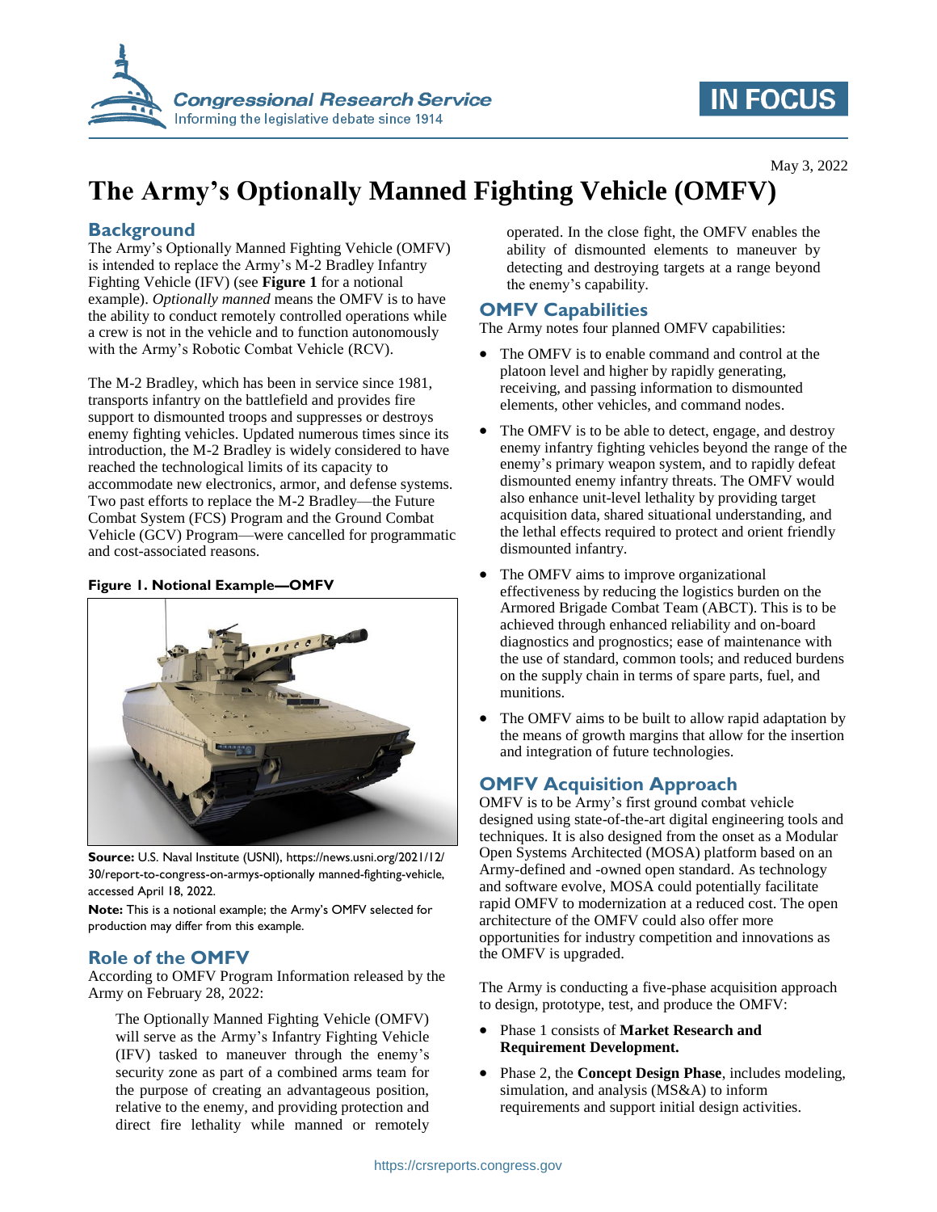May 3, 2022

# The Army's Optionally Manned Fighting Vehicle (OMFV)

## Background

The Army's Optionally Manned Fighting Vehicle (OMFV) is intended to replace the Army's M-2 Bradley Infantry Fighting Vehicle (IFV) (see **Figure 1** for a notional example). *Optionally manned* means the OMFV is to have the ability to conduct remotely controlled operations while a crew is not in the vehicle and to function autonomously with the Army's Robotic Combat Vehicle (RCV).

The M-2 Bradley, which has been in service since 1981, transports infantry on the battlefield and provides fire support to dismounted troops and suppresses or destroys enemy fighting vehicles. Updated numerous times since its introduction, the M-2 Bradley is widely considered to have reached the technological limits of its capacity to accommodate new electronics, armor, and defense systems. Two past efforts to replace the M-2 Bradley—the Future Combat System (FCS) Program and the Ground Combat Vehicle (GCV) Program—were cancelled for programmatic and cost-associated reasons.

**Figure 1. Notional Example—OMFV**

**Source:** U.S. Naval Institute (USNI), https://news.usni.org/2021/12/30/report-to-congress-on-armys-optionally manned-fighting-vehicle, accessed April 18, 2022.

**Note:** This is a notional example; the Army's OMFV selected for production may differ from this example.

## Role of the OMFV

According to OMFV Program Information released by the Army on February 28, 2022:

> The Optionally Manned Fighting Vehicle (OMFV) will serve as the Army's Infantry Fighting Vehicle (IFV) tasked to maneuver through the enemy's security zone as part of a combined arms team for the purpose of creating an advantageous position, relative to the enemy, and providing protection and direct fire lethality while manned or remotely operated. In the close fight, the OMFV enables the ability of dismounted elements to maneuver by detecting and destroying targets at a range beyond the enemy's capability.

## OMFV Capabilities

The Army notes four planned OMFV capabilities:

- The OMFV is to enable command and control at the platoon level and higher by rapidly generating, receiving, and passing information to dismounted elements, other vehicles, and command nodes.
- The OMFV is to be able to detect, engage, and destroy enemy infantry fighting vehicles beyond the range of the enemy's primary weapon system, and to rapidly defeat dismounted enemy infantry threats. The OMFV would also enhance unit-level lethality by providing target acquisition data, shared situational understanding, and the lethal effects required to protect and orient friendly dismounted infantry.
- The OMFV aims to improve organizational effectiveness by reducing the logistics burden on the Armored Brigade Combat Team (ABCT). This is to be achieved through enhanced reliability and on-board diagnostics and prognostics; ease of maintenance with the use of standard, common tools; and reduced burdens on the supply chain in terms of spare parts, fuel, and munitions.
- The OMFV aims to be built to allow rapid adaptation by the means of growth margins that allow for the insertion and integration of future technologies.

## OMFV Acquisition Approach

OMFV is to be Army's first ground combat vehicle designed using state-of-the-art digital engineering tools and techniques. It is also designed from the onset as a Modular Open Systems Architected (MOSA) platform based on an Army-defined and -owned open standard. As technology and software evolve, MOSA could potentially facilitate rapid OMFV to modernization at a reduced cost. The open architecture of the OMFV could also offer more opportunities for industry competition and innovations as the OMFV is upgraded.

The Army is conducting a five-phase acquisition approach to design, prototype, test, and produce the OMFV:

- Phase 1 consists of **Market Research and Requirement Development.**
- Phase 2, the **Concept Design Phase**, includes modeling, simulation, and analysis (MS&A) to inform requirements and support initial design activities.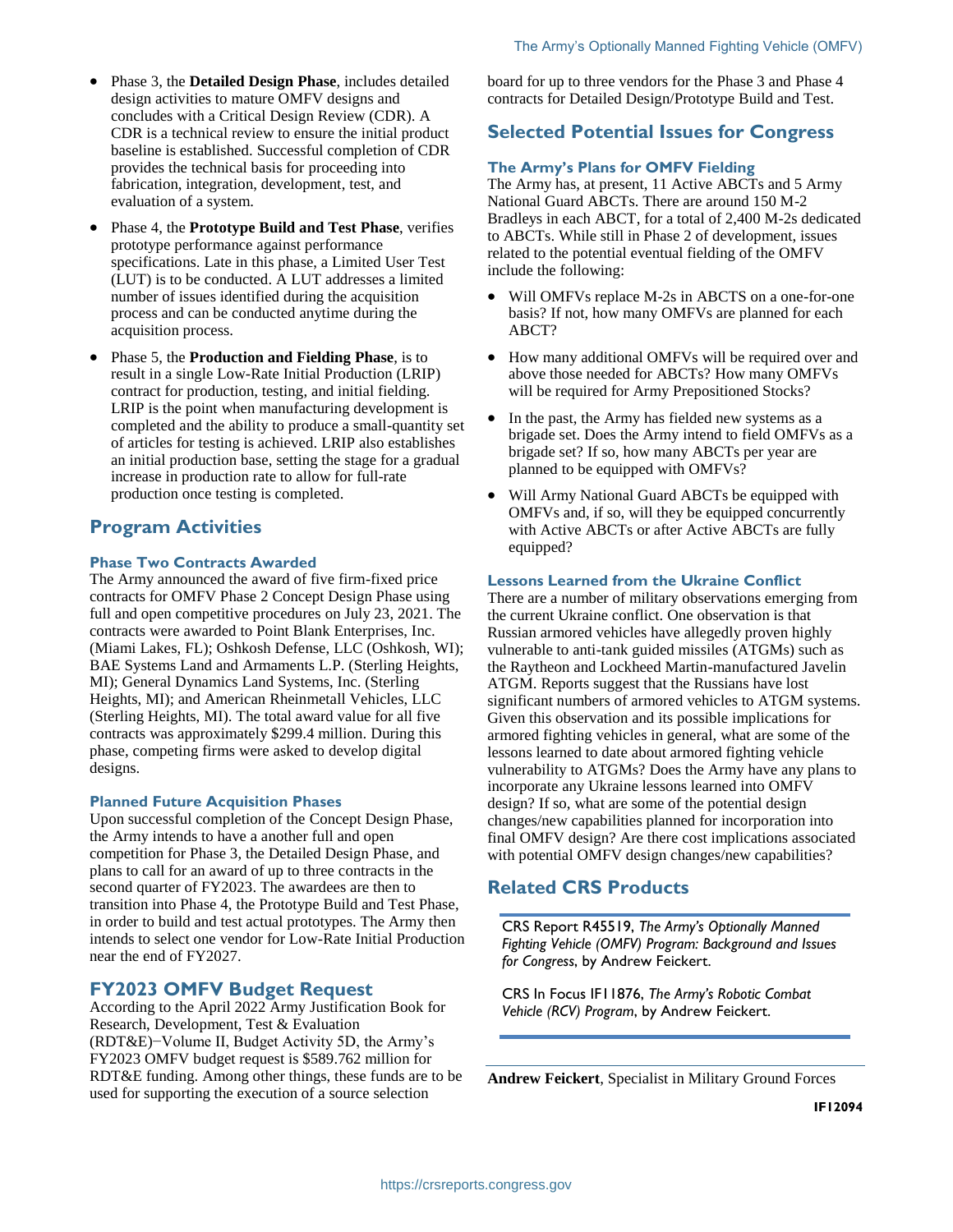- Phase 3, the **Detailed Design Phase**, includes detailed design activities to mature OMFV designs and concludes with a Critical Design Review (CDR). A CDR is a technical review to ensure the initial product baseline is established. Successful completion of CDR provides the technical basis for proceeding into fabrication, integration, development, test, and evaluation of a system.
- Phase 4, the **Prototype Build and Test Phase**, verifies prototype performance against performance specifications. Late in this phase, a Limited User Test (LUT) is to be conducted. A LUT addresses a limited number of issues identified during the acquisition process and can be conducted anytime during the acquisition process.
- Phase 5, the **Production and Fielding Phase**, is to result in a single Low-Rate Initial Production (LRIP) contract for production, testing, and initial fielding. LRIP is the point when manufacturing development is completed and the ability to produce a small-quantity set of articles for testing is achieved. LRIP also establishes an initial production base, setting the stage for a gradual increase in production rate to allow for full-rate production once testing is completed.

## Program Activities

### Phase Two Contracts Awarded

The Army announced the award of five firm-fixed price contracts for OMFV Phase 2 Concept Design Phase using full and open competitive procedures on July 23, 2021. The contracts were awarded to Point Blank Enterprises, Inc. (Miami Lakes, FL); Oshkosh Defense, LLC (Oshkosh, WI); BAE Systems Land and Armaments L.P. (Sterling Heights, MI); General Dynamics Land Systems, Inc. (Sterling Heights, MI); and American Rheinmetall Vehicles, LLC (Sterling Heights, MI). The total award value for all five contracts was approximately $299.4 million. During this phase, competing firms were asked to develop digital designs.

### Planned Future Acquisition Phases

Upon successful completion of the Concept Design Phase, the Army intends to have a another full and open competition for Phase 3, the Detailed Design Phase, and plans to call for an award of up to three contracts in the second quarter of FY2023. The awardees are then to transition into Phase 4, the Prototype Build and Test Phase, in order to build and test actual prototypes. The Army then intends to select one vendor for Low-Rate Initial Production near the end of FY2027.

## FY2023 OMFV Budget Request

According to the April 2022 Army Justification Book for Research, Development, Test & Evaluation (RDT&E)−Volume II, Budget Activity 5D, the Army's FY2023 OMFV budget request is $589.762 million for RDT&E funding. Among other things, these funds are to be used for supporting the execution of a source selection board for up to three vendors for the Phase 3 and Phase 4 contracts for Detailed Design/Prototype Build and Test.

## Selected Potential Issues for Congress

### The Army's Plans for OMFV Fielding

The Army has, at present, 11 Active ABCTs and 5 Army National Guard ABCTs. There are around 150 M-2 Bradleys in each ABCT, for a total of 2,400 M-2s dedicated to ABCTs. While still in Phase 2 of development, issues related to the potential eventual fielding of the OMFV include the following:

- Will OMFVs replace M-2s in ABCTS on a one-for-one basis? If not, how many OMFVs are planned for each ABCT?
- How many additional OMFVs will be required over and above those needed for ABCTs? How many OMFVs will be required for Army Prepositioned Stocks?
- In the past, the Army has fielded new systems as a brigade set. Does the Army intend to field OMFVs as a brigade set? If so, how many ABCTs per year are planned to be equipped with OMFVs?
- Will Army National Guard ABCTs be equipped with OMFVs and, if so, will they be equipped concurrently with Active ABCTs or after Active ABCTs are fully equipped?

### Lessons Learned from the Ukraine Conflict

There are a number of military observations emerging from the current Ukraine conflict. One observation is that Russian armored vehicles have allegedly proven highly vulnerable to anti-tank guided missiles (ATGMs) such as the Raytheon and Lockheed Martin-manufactured Javelin ATGM. Reports suggest that the Russians have lost significant numbers of armored vehicles to ATGM systems. Given this observation and its possible implications for armored fighting vehicles in general, what are some of the lessons learned to date about armored fighting vehicle vulnerability to ATGMs? Does the Army have any plans to incorporate any Ukraine lessons learned into OMFV design? If so, what are some of the potential design changes/new capabilities planned for incorporation into final OMFV design? Are there cost implications associated with potential OMFV design changes/new capabilities?

## Related CRS Products

CRS Report R45519, *The Army's Optionally Manned Fighting Vehicle (OMFV) Program: Background and Issues for Congress*, by Andrew Feickert.

CRS In Focus IF11876, *The Army's Robotic Combat Vehicle (RCV) Program*, by Andrew Feickert.

**Andrew Feickert**, Specialist in Military Ground Forces

**IF12094**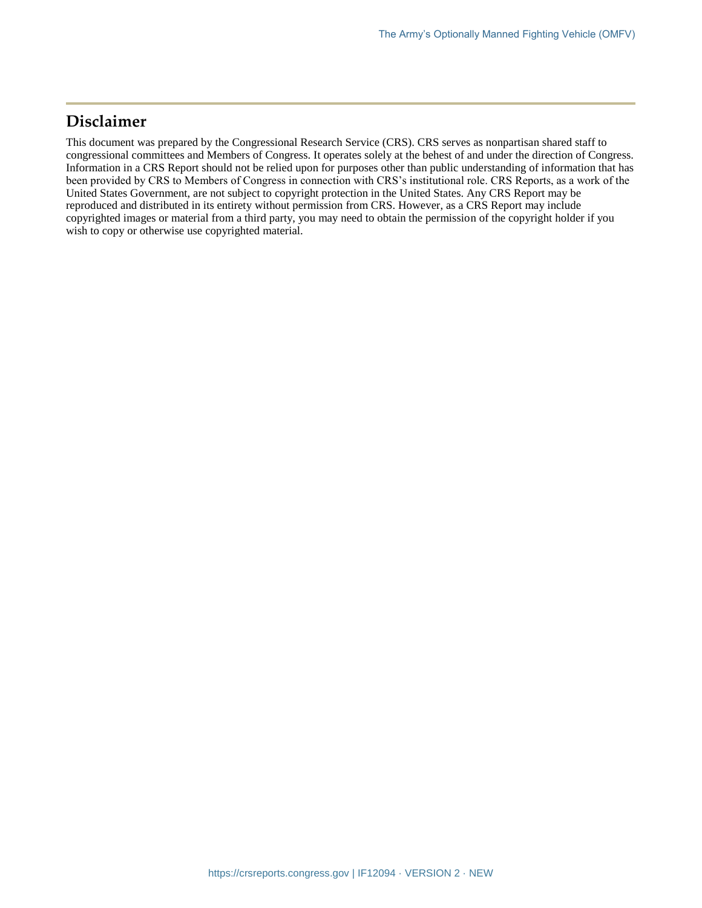## Disclaimer

This document was prepared by the Congressional Research Service (CRS). CRS serves as nonpartisan shared staff to congressional committees and Members of Congress. It operates solely at the behest of and under the direction of Congress. Information in a CRS Report should not be relied upon for purposes other than public understanding of information that has been provided by CRS to Members of Congress in connection with CRS's institutional role. CRS Reports, as a work of the United States Government, are not subject to copyright protection in the United States. Any CRS Report may be reproduced and distributed in its entirety without permission from CRS. However, as a CRS Report may include copyrighted images or material from a third party, you may need to obtain the permission of the copyright holder if you wish to copy or otherwise use copyrighted material.